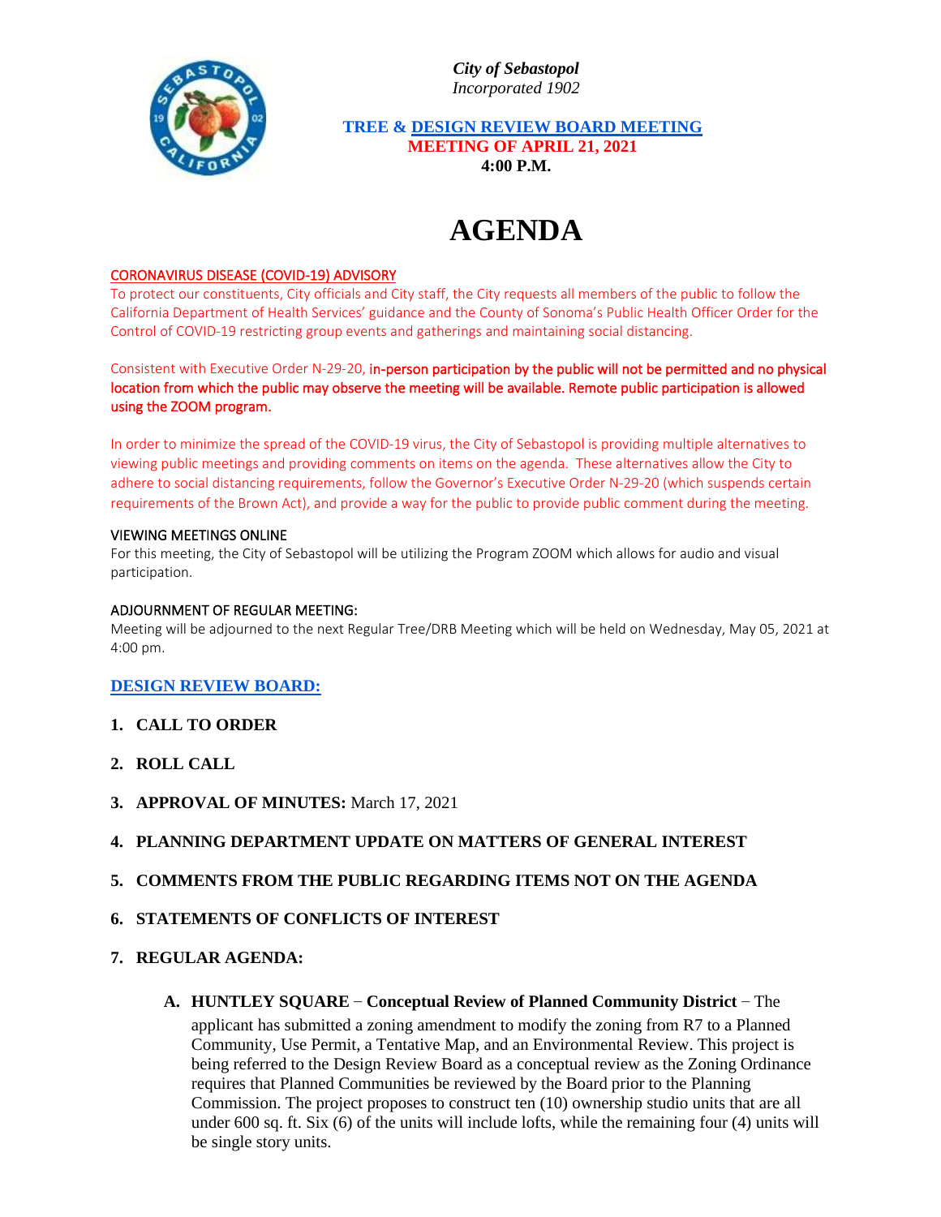*City of Sebastopol*
*Incorporated 1902*

**TREE & DESIGN REVIEW BOARD MEETING**
**MEETING OF APRIL 21, 2021**
**4:00 P.M.**

# AGENDA

CORONAVIRUS DISEASE (COVID-19) ADVISORY

To protect our constituents, City officials and City staff, the City requests all members of the public to follow the California Department of Health Services' guidance and the County of Sonoma's Public Health Officer Order for the Control of COVID-19 restricting group events and gatherings and maintaining social distancing.

Consistent with Executive Order N-29-20, **in-person participation by the public will not be permitted and no physical location from which the public may observe the meeting will be available. Remote public participation is allowed using the ZOOM program.**

In order to minimize the spread of the COVID-19 virus, the City of Sebastopol is providing multiple alternatives to viewing public meetings and providing comments on items on the agenda. These alternatives allow the City to adhere to social distancing requirements, follow the Governor's Executive Order N-29-20 (which suspends certain requirements of the Brown Act), and provide a way for the public to provide public comment during the meeting.

VIEWING MEETINGS ONLINE

For this meeting, the City of Sebastopol will be utilizing the Program ZOOM which allows for audio and visual participation.

ADJOURNMENT OF REGULAR MEETING:

Meeting will be adjourned to the next Regular Tree/DRB Meeting which will be held on Wednesday, May 05, 2021 at 4:00 pm.

## DESIGN REVIEW BOARD:

1. **CALL TO ORDER**
2. **ROLL CALL**
3. **APPROVAL OF MINUTES:** March 17, 2021
4. **PLANNING DEPARTMENT UPDATE ON MATTERS OF GENERAL INTEREST**
5. **COMMENTS FROM THE PUBLIC REGARDING ITEMS NOT ON THE AGENDA**
6. **STATEMENTS OF CONFLICTS OF INTEREST**
7. **REGULAR AGENDA:**

   A. **HUNTLEY SQUARE – Conceptual Review of Planned Community District** – The applicant has submitted a zoning amendment to modify the zoning from R7 to a Planned Community, Use Permit, a Tentative Map, and an Environmental Review. This project is being referred to the Design Review Board as a conceptual review as the Zoning Ordinance requires that Planned Communities be reviewed by the Board prior to the Planning Commission. The project proposes to construct ten (10) ownership studio units that are all under 600 sq. ft. Six (6) of the units will include lofts, while the remaining four (4) units will be single story units.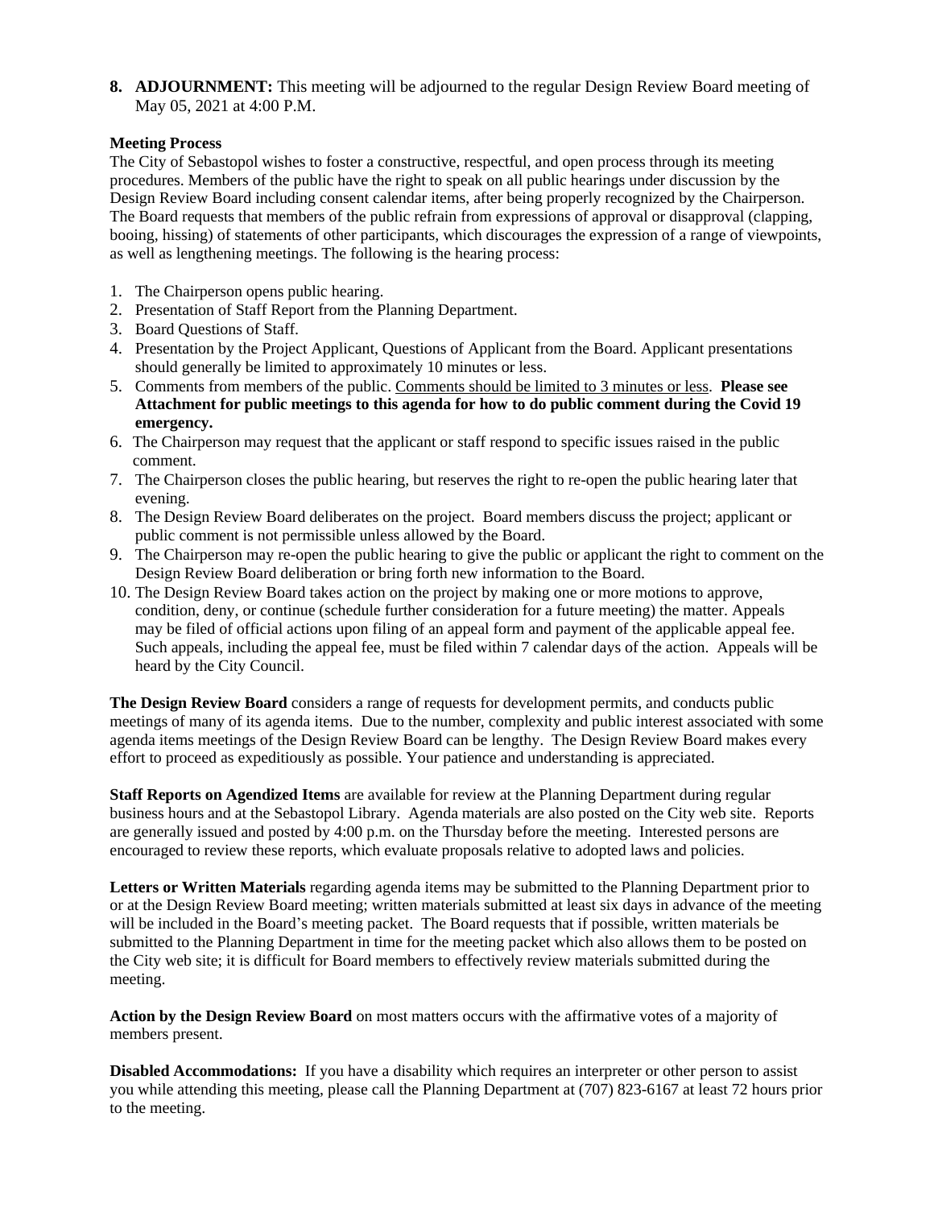8. **ADJOURNMENT:** This meeting will be adjourned to the regular Design Review Board meeting of May 05, 2021 at 4:00 P.M.

**Meeting Process**

The City of Sebastopol wishes to foster a constructive, respectful, and open process through its meeting procedures. Members of the public have the right to speak on all public hearings under discussion by the Design Review Board including consent calendar items, after being properly recognized by the Chairperson. The Board requests that members of the public refrain from expressions of approval or disapproval (clapping, booing, hissing) of statements of other participants, which discourages the expression of a range of viewpoints, as well as lengthening meetings. The following is the hearing process:

1. The Chairperson opens public hearing.
2. Presentation of Staff Report from the Planning Department.
3. Board Questions of Staff.
4. Presentation by the Project Applicant, Questions of Applicant from the Board. Applicant presentations should generally be limited to approximately 10 minutes or less.
5. Comments from members of the public. <u>Comments should be limited to 3 minutes or less</u>. **Please see Attachment for public meetings to this agenda for how to do public comment during the Covid 19 emergency.**
6. The Chairperson may request that the applicant or staff respond to specific issues raised in the public comment.
7. The Chairperson closes the public hearing, but reserves the right to re-open the public hearing later that evening.
8. The Design Review Board deliberates on the project. Board members discuss the project; applicant or public comment is not permissible unless allowed by the Board.
9. The Chairperson may re-open the public hearing to give the public or applicant the right to comment on the Design Review Board deliberation or bring forth new information to the Board.
10. The Design Review Board takes action on the project by making one or more motions to approve, condition, deny, or continue (schedule further consideration for a future meeting) the matter. Appeals may be filed of official actions upon filing of an appeal form and payment of the applicable appeal fee. Such appeals, including the appeal fee, must be filed within 7 calendar days of the action. Appeals will be heard by the City Council.

**The Design Review Board** considers a range of requests for development permits, and conducts public meetings of many of its agenda items. Due to the number, complexity and public interest associated with some agenda items meetings of the Design Review Board can be lengthy. The Design Review Board makes every effort to proceed as expeditiously as possible. Your patience and understanding is appreciated.

**Staff Reports on Agendized Items** are available for review at the Planning Department during regular business hours and at the Sebastopol Library. Agenda materials are also posted on the City web site. Reports are generally issued and posted by 4:00 p.m. on the Thursday before the meeting. Interested persons are encouraged to review these reports, which evaluate proposals relative to adopted laws and policies.

**Letters or Written Materials** regarding agenda items may be submitted to the Planning Department prior to or at the Design Review Board meeting; written materials submitted at least six days in advance of the meeting will be included in the Board's meeting packet. The Board requests that if possible, written materials be submitted to the Planning Department in time for the meeting packet which also allows them to be posted on the City web site; it is difficult for Board members to effectively review materials submitted during the meeting.

**Action by the Design Review Board** on most matters occurs with the affirmative votes of a majority of members present.

**Disabled Accommodations:** If you have a disability which requires an interpreter or other person to assist you while attending this meeting, please call the Planning Department at (707) 823-6167 at least 72 hours prior to the meeting.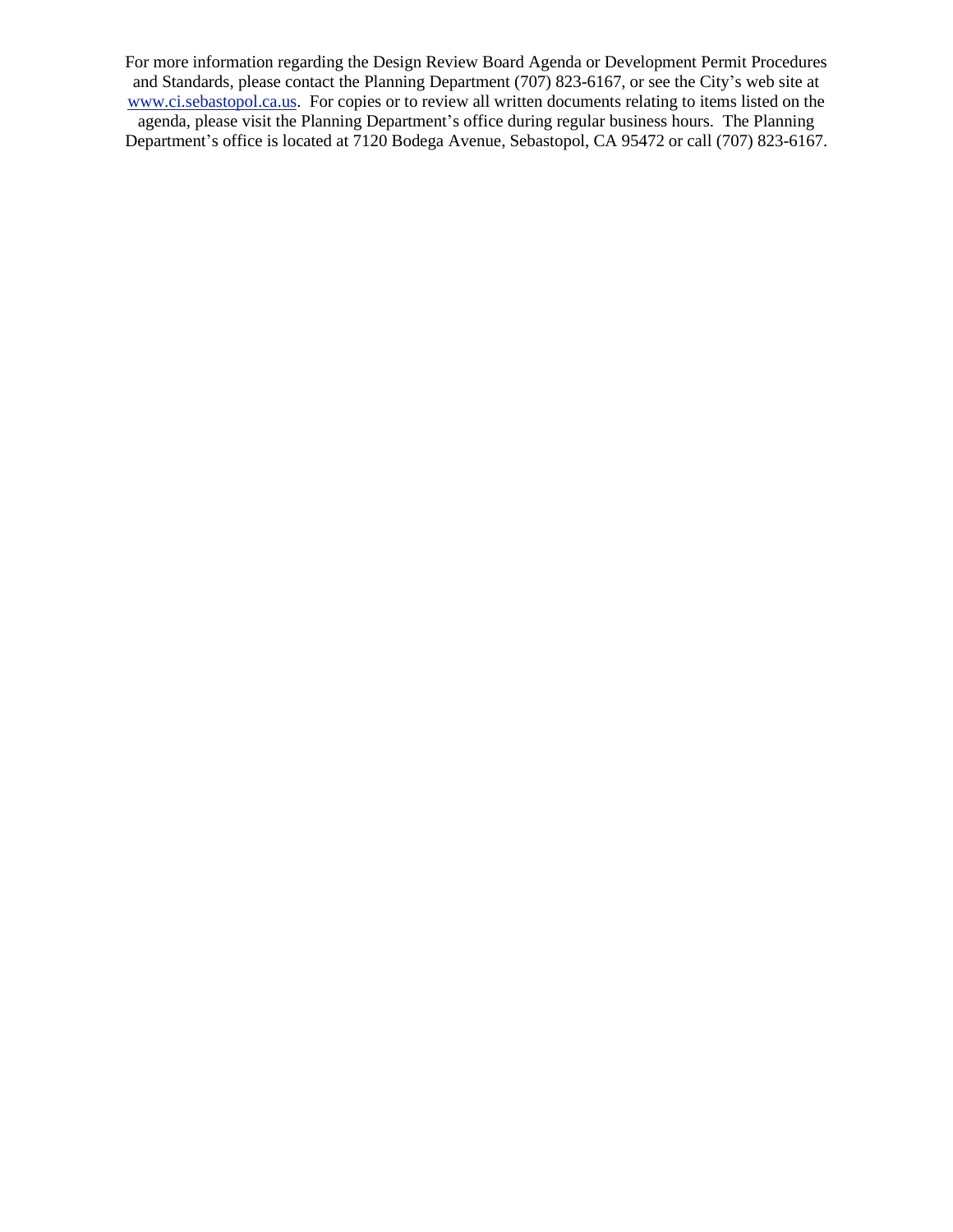For more information regarding the Design Review Board Agenda or Development Permit Procedures and Standards, please contact the Planning Department (707) 823-6167, or see the City's web site at www.ci.sebastopol.ca.us. For copies or to review all written documents relating to items listed on the agenda, please visit the Planning Department's office during regular business hours. The Planning Department's office is located at 7120 Bodega Avenue, Sebastopol, CA 95472 or call (707) 823-6167.